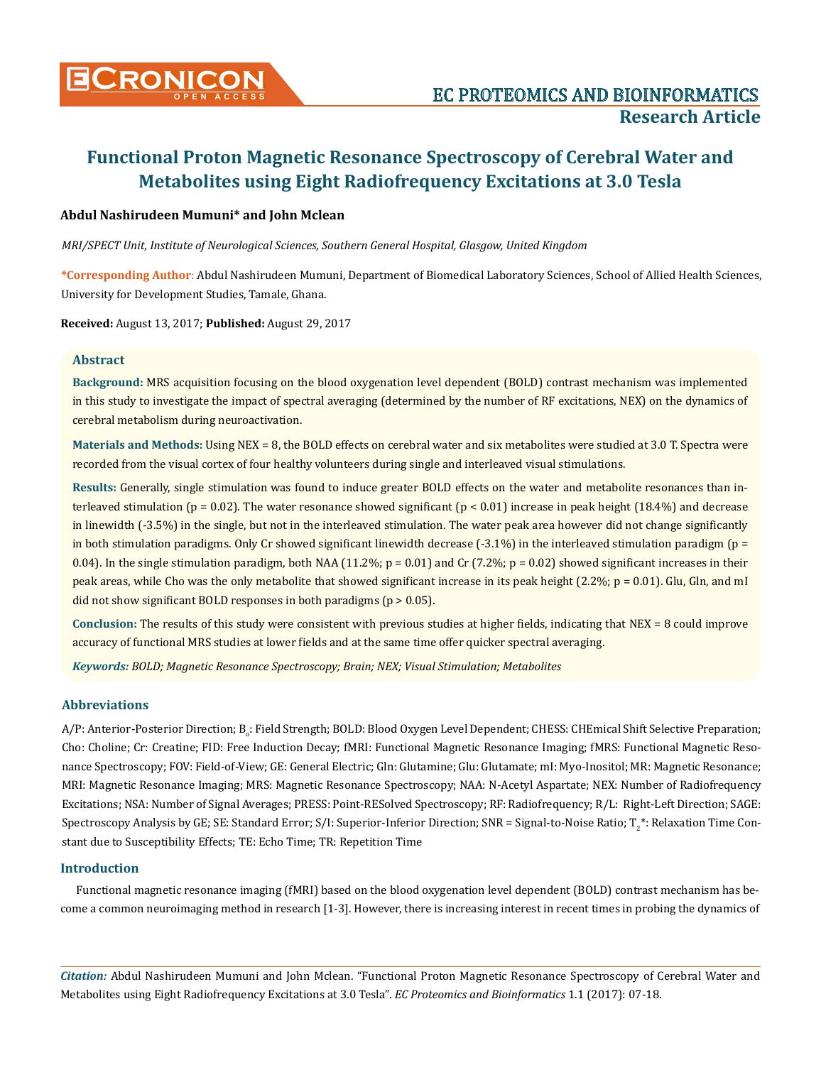# Functional Proton Magnetic Resonance Spectroscopy of Cerebral Water and Metabolites using Eight Radiofrequency Excitations at 3.0 Tesla

**Abdul Nashirudeen Mumuni\* and John Mclean**

*MRI/SPECT Unit, Institute of Neurological Sciences, Southern General Hospital, Glasgow, United Kingdom*

**\*Corresponding Author**: Abdul Nashirudeen Mumuni, Department of Biomedical Laboratory Sciences, School of Allied Health Sciences, University for Development Studies, Tamale, Ghana.

**Received:** August 13, 2017; **Published:** August 29, 2017

## Abstract

**Background:** MRS acquisition focusing on the blood oxygenation level dependent (BOLD) contrast mechanism was implemented in this study to investigate the impact of spectral averaging (determined by the number of RF excitations, NEX) on the dynamics of cerebral metabolism during neuroactivation.

**Materials and Methods:** Using NEX = 8, the BOLD effects on cerebral water and six metabolites were studied at 3.0 T. Spectra were recorded from the visual cortex of four healthy volunteers during single and interleaved visual stimulations.

**Results:** Generally, single stimulation was found to induce greater BOLD effects on the water and metabolite resonances than interleaved stimulation ($p = 0.02$). The water resonance showed significant ($p < 0.01$) increase in peak height (18.4%) and decrease in linewidth (-3.5%) in the single, but not in the interleaved stimulation. The water peak area however did not change significantly in both stimulation paradigms. Only Cr showed significant linewidth decrease (-3.1%) in the interleaved stimulation paradigm ($p = 0.04$). In the single stimulation paradigm, both NAA (11.2%; $p = 0.01$) and Cr (7.2%; $p = 0.02$) showed significant increases in their peak areas, while Cho was the only metabolite that showed significant increase in its peak height (2.2%; $p = 0.01$). Glu, Gln, and mI did not show significant BOLD responses in both paradigms ($p > 0.05$).

**Conclusion:** The results of this study were consistent with previous studies at higher fields, indicating that NEX = 8 could improve accuracy of functional MRS studies at lower fields and at the same time offer quicker spectral averaging.

***Keywords:*** *BOLD; Magnetic Resonance Spectroscopy; Brain; NEX; Visual Stimulation; Metabolites*

## Abbreviations

A/P: Anterior-Posterior Direction; $B_o$: Field Strength; BOLD: Blood Oxygen Level Dependent; CHESS: CHEmical Shift Selective Preparation; Cho: Choline; Cr: Creatine; FID: Free Induction Decay; fMRI: Functional Magnetic Resonance Imaging; fMRS: Functional Magnetic Resonance Spectroscopy; FOV: Field-of-View; GE: General Electric; Gln: Glutamine; Glu: Glutamate; mI: Myo-Inositol; MR: Magnetic Resonance; MRI: Magnetic Resonance Imaging; MRS: Magnetic Resonance Spectroscopy; NAA: N-Acetyl Aspartate; NEX: Number of Radiofrequency Excitations; NSA: Number of Signal Averages; PRESS: Point-RESolved Spectroscopy; RF: Radiofrequency; R/L: Right-Left Direction; SAGE: Spectroscopy Analysis by GE; SE: Standard Error; S/I: Superior-Inferior Direction; SNR = Signal-to-Noise Ratio; $T_2$\*: Relaxation Time Constant due to Susceptibility Effects; TE: Echo Time; TR: Repetition Time

## Introduction

Functional magnetic resonance imaging (fMRI) based on the blood oxygenation level dependent (BOLD) contrast mechanism has become a common neuroimaging method in research [1-3]. However, there is increasing interest in recent times in probing the dynamics of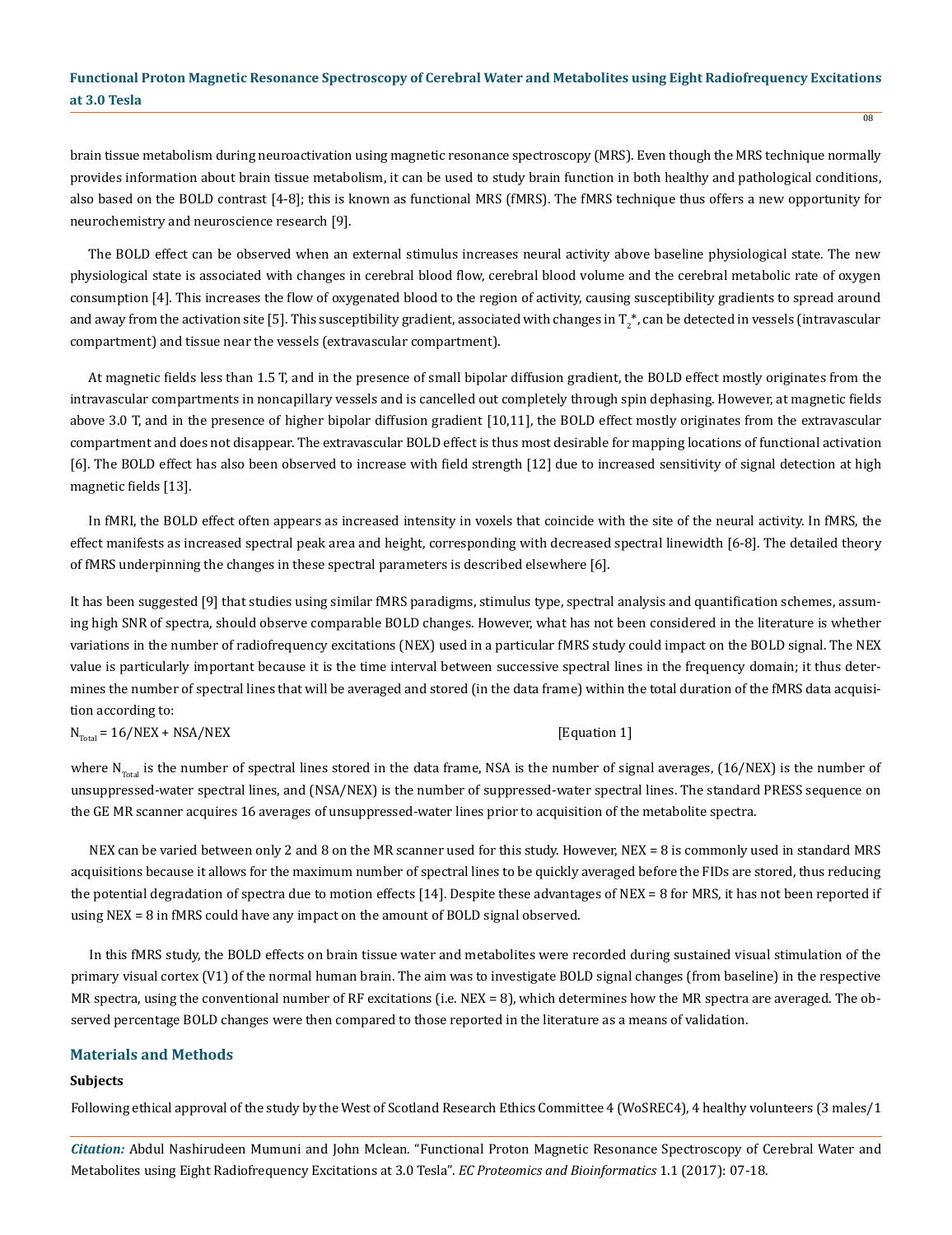brain tissue metabolism during neuroactivation using magnetic resonance spectroscopy (MRS). Even though the MRS technique normally provides information about brain tissue metabolism, it can be used to study brain function in both healthy and pathological conditions, also based on the BOLD contrast [4-8]; this is known as functional MRS (fMRS). The fMRS technique thus offers a new opportunity for neurochemistry and neuroscience research [9].

The BOLD effect can be observed when an external stimulus increases neural activity above baseline physiological state. The new physiological state is associated with changes in cerebral blood flow, cerebral blood volume and the cerebral metabolic rate of oxygen consumption [4]. This increases the flow of oxygenated blood to the region of activity, causing susceptibility gradients to spread around and away from the activation site [5]. This susceptibility gradient, associated with changes in $T_2^*$, can be detected in vessels (intravascular compartment) and tissue near the vessels (extravascular compartment).

At magnetic fields less than 1.5 T, and in the presence of small bipolar diffusion gradient, the BOLD effect mostly originates from the intravascular compartments in noncapillary vessels and is cancelled out completely through spin dephasing. However, at magnetic fields above 3.0 T, and in the presence of higher bipolar diffusion gradient [10,11], the BOLD effect mostly originates from the extravascular compartment and does not disappear. The extravascular BOLD effect is thus most desirable for mapping locations of functional activation [6]. The BOLD effect has also been observed to increase with field strength [12] due to increased sensitivity of signal detection at high magnetic fields [13].

In fMRI, the BOLD effect often appears as increased intensity in voxels that coincide with the site of the neural activity. In fMRS, the effect manifests as increased spectral peak area and height, corresponding with decreased spectral linewidth [6-8]. The detailed theory of fMRS underpinning the changes in these spectral parameters is described elsewhere [6].

It has been suggested [9] that studies using similar fMRS paradigms, stimulus type, spectral analysis and quantification schemes, assuming high SNR of spectra, should observe comparable BOLD changes. However, what has not been considered in the literature is whether variations in the number of radiofrequency excitations (NEX) used in a particular fMRS study could impact on the BOLD signal. The NEX value is particularly important because it is the time interval between successive spectral lines in the frequency domain; it thus determines the number of spectral lines that will be averaged and stored (in the data frame) within the total duration of the fMRS data acquisition according to:

$$N_{Total} = 16/NEX + NSA/NEX \quad \text{[Equation 1]}$$

where $N_{Total}$ is the number of spectral lines stored in the data frame, NSA is the number of signal averages, (16/NEX) is the number of unsuppressed-water spectral lines, and (NSA/NEX) is the number of suppressed-water spectral lines. The standard PRESS sequence on the GE MR scanner acquires 16 averages of unsuppressed-water lines prior to acquisition of the metabolite spectra.

NEX can be varied between only 2 and 8 on the MR scanner used for this study. However, NEX = 8 is commonly used in standard MRS acquisitions because it allows for the maximum number of spectral lines to be quickly averaged before the FIDs are stored, thus reducing the potential degradation of spectra due to motion effects [14]. Despite these advantages of NEX = 8 for MRS, it has not been reported if using NEX = 8 in fMRS could have any impact on the amount of BOLD signal observed.

In this fMRS study, the BOLD effects on brain tissue water and metabolites were recorded during sustained visual stimulation of the primary visual cortex (V1) of the normal human brain. The aim was to investigate BOLD signal changes (from baseline) in the respective MR spectra, using the conventional number of RF excitations (i.e. NEX = 8), which determines how the MR spectra are averaged. The observed percentage BOLD changes were then compared to those reported in the literature as a means of validation.

## Materials and Methods

### Subjects

Following ethical approval of the study by the West of Scotland Research Ethics Committee 4 (WoSREC4), 4 healthy volunteers (3 males/1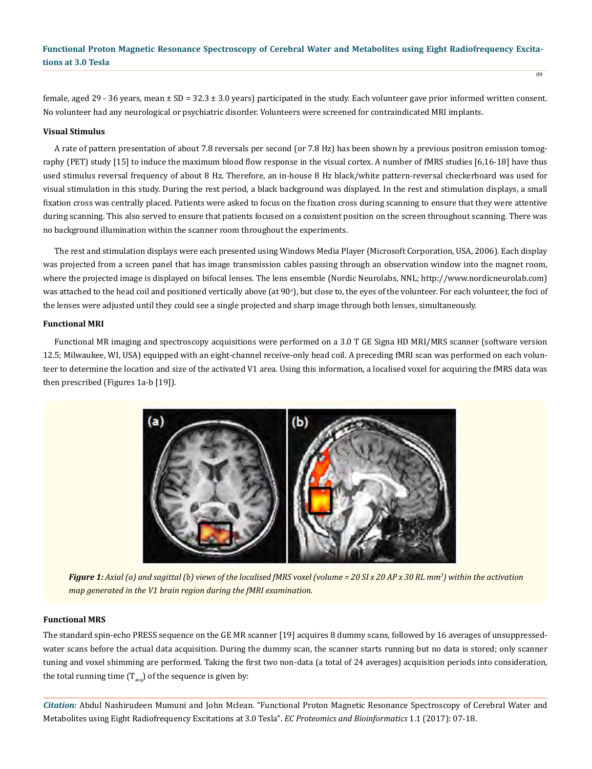female, aged 29 - 36 years, mean ± SD = 32.3 ± 3.0 years) participated in the study. Each volunteer gave prior informed written consent. No volunteer had any neurological or psychiatric disorder. Volunteers were screened for contraindicated MRI implants.

### Visual Stimulus

A rate of pattern presentation of about 7.8 reversals per second (or 7.8 Hz) has been shown by a previous positron emission tomography (PET) study [15] to induce the maximum blood flow response in the visual cortex. A number of fMRS studies [6,16-18] have thus used stimulus reversal frequency of about 8 Hz. Therefore, an in-house 8 Hz black/white pattern-reversal checkerboard was used for visual stimulation in this study. During the rest period, a black background was displayed. In the rest and stimulation displays, a small fixation cross was centrally placed. Patients were asked to focus on the fixation cross during scanning to ensure that they were attentive during scanning. This also served to ensure that patients focused on a consistent position on the screen throughout scanning. There was no background illumination within the scanner room throughout the experiments.

The rest and stimulation displays were each presented using Windows Media Player (Microsoft Corporation, USA, 2006). Each display was projected from a screen panel that has image transmission cables passing through an observation window into the magnet room, where the projected image is displayed on bifocal lenses. The lens ensemble (Nordic Neurolabs, NNL; http://www.nordicneurolab.com) was attached to the head coil and positioned vertically above (at 90°), but close to, the eyes of the volunteer. For each volunteer, the foci of the lenses were adjusted until they could see a single projected and sharp image through both lenses, simultaneously.

### Functional MRI

Functional MR imaging and spectroscopy acquisitions were performed on a 3.0 T GE Signa HD MRI/MRS scanner (software version 12.5; Milwaukee, WI, USA) equipped with an eight-channel receive-only head coil. A preceding fMRI scan was performed on each volunteer to determine the location and size of the activated V1 area. Using this information, a localised voxel for acquiring the fMRS data was then prescribed (Figures 1a-b [19]).

***Figure 1:*** *Axial (a) and sagittal (b) views of the localised fMRS voxel (volume = 20 SI x 20 AP x 30 RL $mm^3$) within the activation map generated in the V1 brain region during the fMRI examination.*

### Functional MRS

The standard spin-echo PRESS sequence on the GE MR scanner [19] acquires 8 dummy scans, followed by 16 averages of unsuppressed-water scans before the actual data acquisition. During the dummy scan, the scanner starts running but no data is stored; only scanner tuning and voxel shimming are performed. Taking the first two non-data (a total of 24 averages) acquisition periods into consideration, the total running time ($T_{acq}$) of the sequence is given by: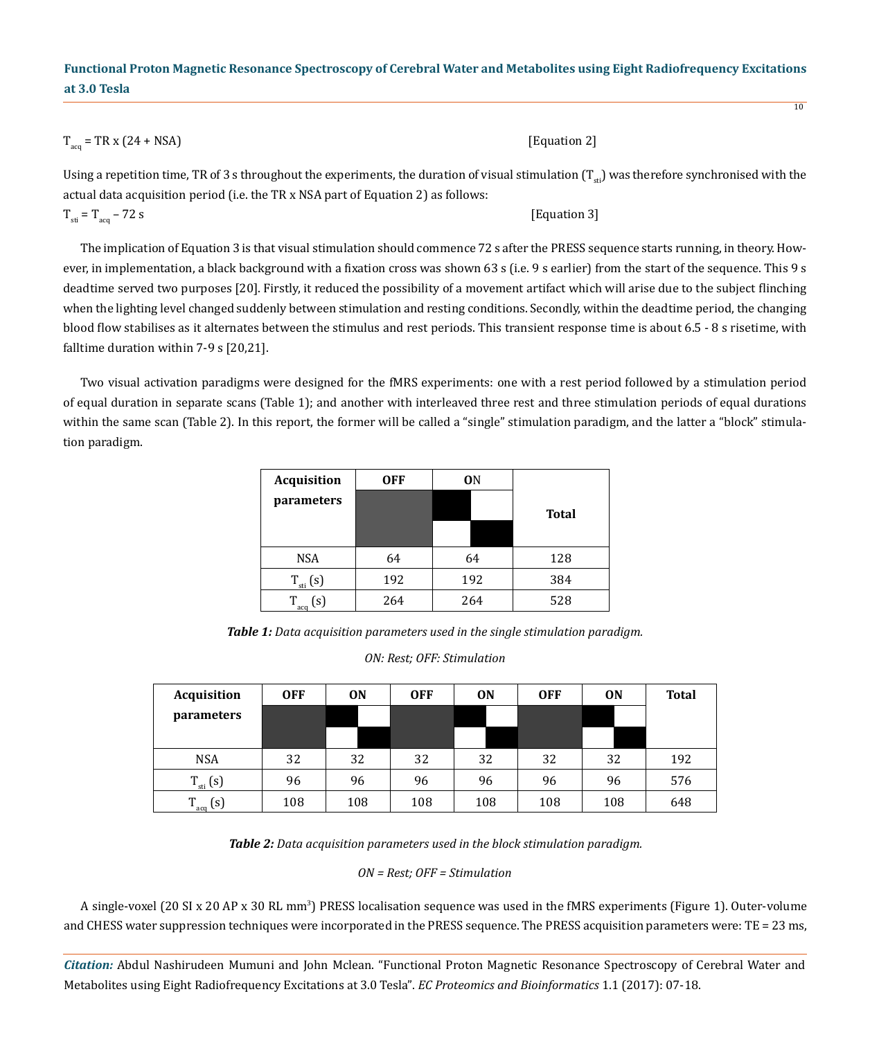$T_{acq} = TR \times (24 + NSA)$ [Equation 2]

Using a repetition time, TR of 3 s throughout the experiments, the duration of visual stimulation ($T_{sti}$) was therefore synchronised with the actual data acquisition period (i.e. the TR x NSA part of Equation 2) as follows:

$T_{sti} = T_{acq} - 72$ s [Equation 3]

The implication of Equation 3 is that visual stimulation should commence 72 s after the PRESS sequence starts running, in theory. However, in implementation, a black background with a fixation cross was shown 63 s (i.e. 9 s earlier) from the start of the sequence. This 9 s deadtime served two purposes [20]. Firstly, it reduced the possibility of a movement artifact which will arise due to the subject flinching when the lighting level changed suddenly between stimulation and resting conditions. Secondly, within the deadtime period, the changing blood flow stabilises as it alternates between the stimulus and rest periods. This transient response time is about 6.5 - 8 s risetime, with falltime duration within 7-9 s [20,21].

Two visual activation paradigms were designed for the fMRS experiments: one with a rest period followed by a stimulation period of equal duration in separate scans (Table 1); and another with interleaved three rest and three stimulation periods of equal durations within the same scan (Table 2). In this report, the former will be called a "single" stimulation paradigm, and the latter a "block" stimulation paradigm.

| Acquisition parameters | OFF | ON | Total |
|---|---|---|---|
| NSA | 64 | 64 | 128 |
| $T_{sti}$ (s) | 192 | 192 | 384 |
| $T_{acq}$ (s) | 264 | 264 | 528 |

***Table 1:*** *Data acquisition parameters used in the single stimulation paradigm.*

*ON: Rest; OFF: Stimulation*

| Acquisition parameters | OFF | ON | OFF | ON | OFF | ON | Total |
|---|---|---|---|---|---|---|---|
| NSA | 32 | 32 | 32 | 32 | 32 | 32 | 192 |
| $T_{sti}$ (s) | 96 | 96 | 96 | 96 | 96 | 96 | 576 |
| $T_{acq}$ (s) | 108 | 108 | 108 | 108 | 108 | 108 | 648 |

***Table 2:*** *Data acquisition parameters used in the block stimulation paradigm.*

*ON = Rest; OFF = Stimulation*

A single-voxel (20 SI x 20 AP x 30 RL $mm^3$) PRESS localisation sequence was used in the fMRS experiments (Figure 1). Outer-volume and CHESS water suppression techniques were incorporated in the PRESS sequence. The PRESS acquisition parameters were: TE = 23 ms,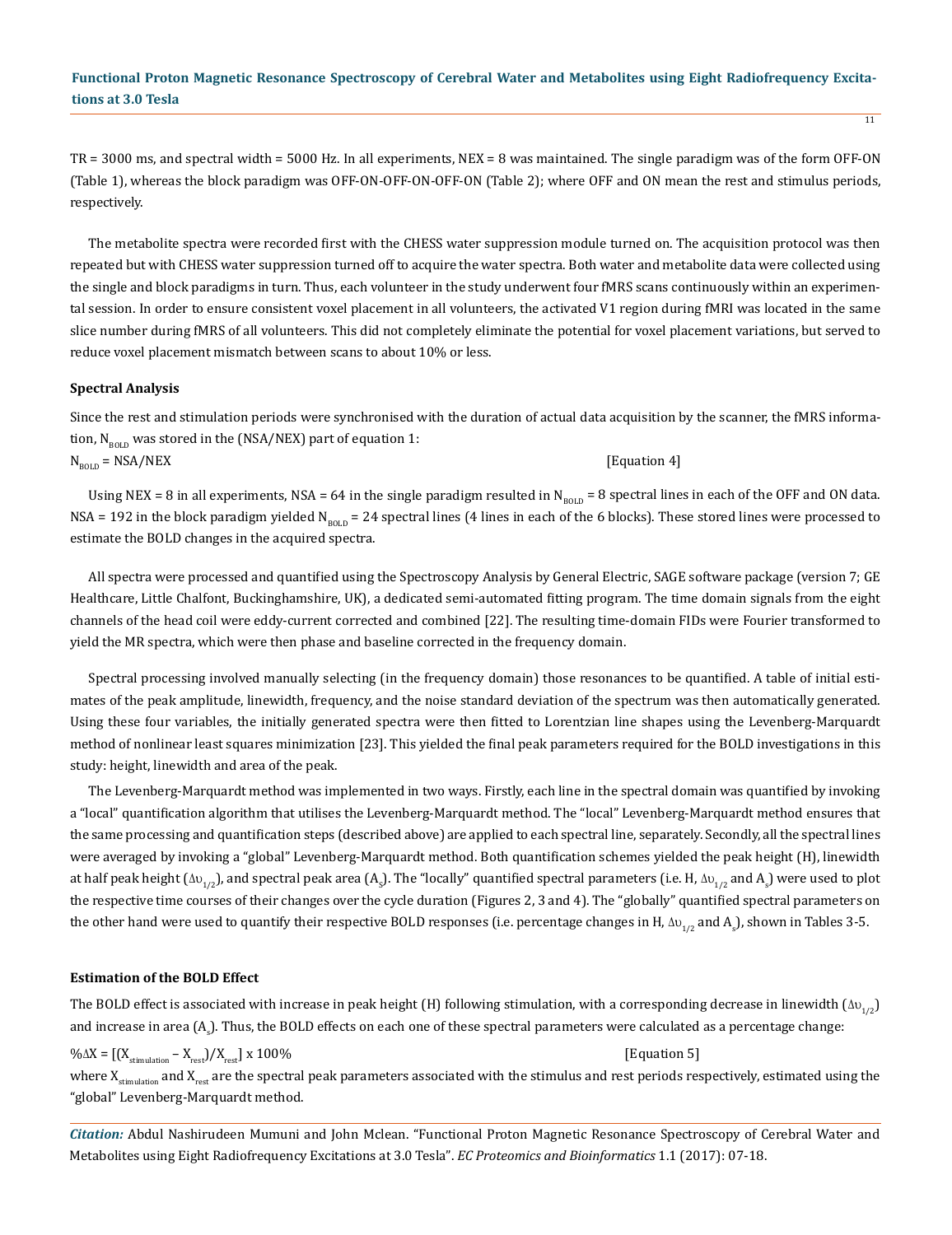TR = 3000 ms, and spectral width = 5000 Hz. In all experiments, NEX = 8 was maintained. The single paradigm was of the form OFF-ON (Table 1), whereas the block paradigm was OFF-ON-OFF-ON-OFF-ON (Table 2); where OFF and ON mean the rest and stimulus periods, respectively.

The metabolite spectra were recorded first with the CHESS water suppression module turned on. The acquisition protocol was then repeated but with CHESS water suppression turned off to acquire the water spectra. Both water and metabolite data were collected using the single and block paradigms in turn. Thus, each volunteer in the study underwent four fMRS scans continuously within an experimental session. In order to ensure consistent voxel placement in all volunteers, the activated V1 region during fMRI was located in the same slice number during fMRS of all volunteers. This did not completely eliminate the potential for voxel placement variations, but served to reduce voxel placement mismatch between scans to about 10% or less.

### Spectral Analysis

Since the rest and stimulation periods were synchronised with the duration of actual data acquisition by the scanner, the fMRS information, $N_{BOLD}$ was stored in the (NSA/NEX) part of equation 1:

$$N_{BOLD} = NSA/NEX \qquad \text{[Equation 4]}$$

Using NEX = 8 in all experiments, NSA = 64 in the single paradigm resulted in $N_{BOLD}$ = 8 spectral lines in each of the OFF and ON data. NSA = 192 in the block paradigm yielded $N_{BOLD}$ = 24 spectral lines (4 lines in each of the 6 blocks). These stored lines were processed to estimate the BOLD changes in the acquired spectra.

All spectra were processed and quantified using the Spectroscopy Analysis by General Electric, SAGE software package (version 7; GE Healthcare, Little Chalfont, Buckinghamshire, UK), a dedicated semi-automated fitting program. The time domain signals from the eight channels of the head coil were eddy-current corrected and combined [22]. The resulting time-domain FIDs were Fourier transformed to yield the MR spectra, which were then phase and baseline corrected in the frequency domain.

Spectral processing involved manually selecting (in the frequency domain) those resonances to be quantified. A table of initial estimates of the peak amplitude, linewidth, frequency, and the noise standard deviation of the spectrum was then automatically generated. Using these four variables, the initially generated spectra were then fitted to Lorentzian line shapes using the Levenberg-Marquardt method of nonlinear least squares minimization [23]. This yielded the final peak parameters required for the BOLD investigations in this study: height, linewidth and area of the peak.

The Levenberg-Marquardt method was implemented in two ways. Firstly, each line in the spectral domain was quantified by invoking a "local" quantification algorithm that utilises the Levenberg-Marquardt method. The "local" Levenberg-Marquardt method ensures that the same processing and quantification steps (described above) are applied to each spectral line, separately. Secondly, all the spectral lines were averaged by invoking a "global" Levenberg-Marquardt method. Both quantification schemes yielded the peak height (H), linewidth at half peak height ($\Delta\upsilon_{1/2}$), and spectral peak area ($A_s$). The "locally" quantified spectral parameters (i.e. H, $\Delta\upsilon_{1/2}$ and $A_s$) were used to plot the respective time courses of their changes over the cycle duration (Figures 2, 3 and 4). The "globally" quantified spectral parameters on the other hand were used to quantify their respective BOLD responses (i.e. percentage changes in H, $\Delta\upsilon_{1/2}$ and $A_s$), shown in Tables 3-5.

### Estimation of the BOLD Effect

The BOLD effect is associated with increase in peak height (H) following stimulation, with a corresponding decrease in linewidth ($\Delta\upsilon_{1/2}$) and increase in area ($A_s$). Thus, the BOLD effects on each one of these spectral parameters were calculated as a percentage change:

$$\%\Delta X = [(X_{stimulation} - X_{rest})/X_{rest}] \times 100\% \qquad \text{[Equation 5]}$$

where $X_{stimulation}$ and $X_{rest}$ are the spectral peak parameters associated with the stimulus and rest periods respectively, estimated using the "global" Levenberg-Marquardt method.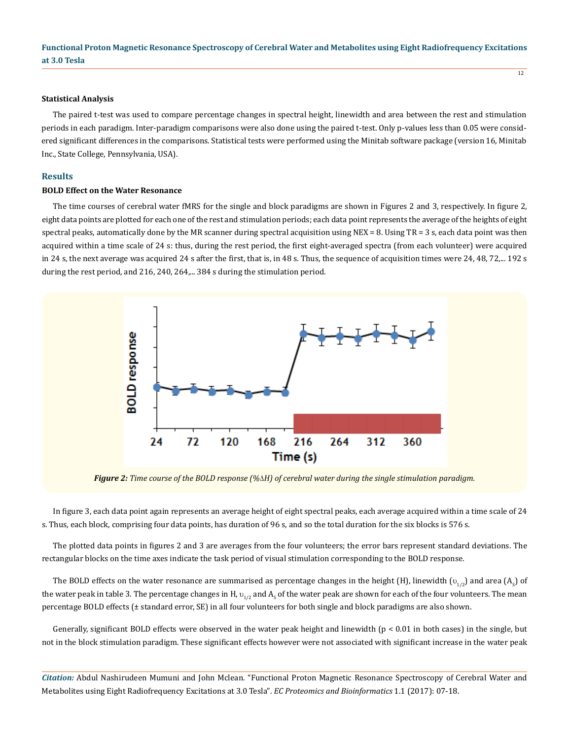### Statistical Analysis

The paired t-test was used to compare percentage changes in spectral height, linewidth and area between the rest and stimulation periods in each paradigm. Inter-paradigm comparisons were also done using the paired t-test. Only p-values less than 0.05 were considered significant differences in the comparisons. Statistical tests were performed using the Minitab software package (version 16, Minitab Inc., State College, Pennsylvania, USA).

## Results

### BOLD Effect on the Water Resonance

The time courses of cerebral water fMRS for the single and block paradigms are shown in Figures 2 and 3, respectively. In figure 2, eight data points are plotted for each one of the rest and stimulation periods; each data point represents the average of the heights of eight spectral peaks, automatically done by the MR scanner during spectral acquisition using NEX = 8. Using TR = 3 s, each data point was then acquired within a time scale of 24 s: thus, during the rest period, the first eight-averaged spectra (from each volunteer) were acquired in 24 s, the next average was acquired 24 s after the first, that is, in 48 s. Thus, the sequence of acquisition times were 24, 48, 72,... 192 s during the rest period, and 216, 240, 264,... 384 s during the stimulation period.

*Figure 2: Time course of the BOLD response (%ΔH) of cerebral water during the single stimulation paradigm.*

In figure 3, each data point again represents an average height of eight spectral peaks, each average acquired within a time scale of 24 s. Thus, each block, comprising four data points, has duration of 96 s, and so the total duration for the six blocks is 576 s.

The plotted data points in figures 2 and 3 are averages from the four volunteers; the error bars represent standard deviations. The rectangular blocks on the time axes indicate the task period of visual stimulation corresponding to the BOLD response.

The BOLD effects on the water resonance are summarised as percentage changes in the height (H), linewidth ($\upsilon_{1/2}$) and area ($A_s$) of the water peak in table 3. The percentage changes in H, $\upsilon_{1/2}$ and $A_s$ of the water peak are shown for each of the four volunteers. The mean percentage BOLD effects (± standard error, SE) in all four volunteers for both single and block paradigms are also shown.

Generally, significant BOLD effects were observed in the water peak height and linewidth ($p < 0.01$ in both cases) in the single, but not in the block stimulation paradigm. These significant effects however were not associated with significant increase in the water peak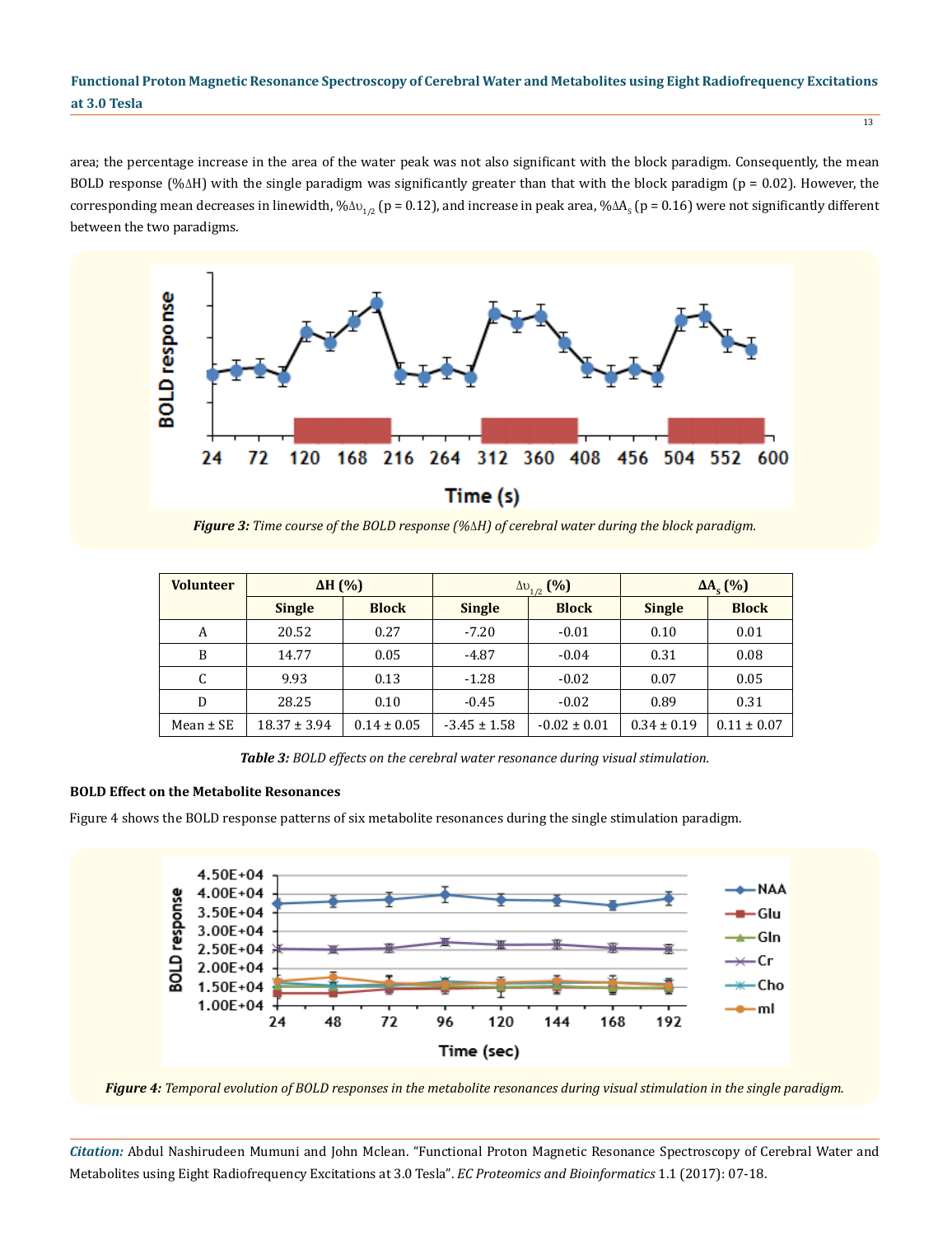area; the percentage increase in the area of the water peak was not also significant with the block paradigm. Consequently, the mean BOLD response (%ΔH) with the single paradigm was significantly greater than that with the block paradigm (p = 0.02). However, the corresponding mean decreases in linewidth, $\%\Delta\upsilon_{1/2}$ (p = 0.12), and increase in peak area, $\%\Delta A_S$ (p = 0.16) were not significantly different between the two paradigms.

***Figure 3:*** *Time course of the BOLD response (%ΔH) of cerebral water during the block paradigm.*

| Volunteer | ΔH (%) | | $\Delta\upsilon_{1/2}$ (%) | | $\Delta A_S$ (%) | |
|---|---|---|---|---|---|---|
| | Single | Block | Single | Block | Single | Block |
| A | 20.52 | 0.27 | -7.20 | -0.01 | 0.10 | 0.01 |
| B | 14.77 | 0.05 | -4.87 | -0.04 | 0.31 | 0.08 |
| C | 9.93 | 0.13 | -1.28 | -0.02 | 0.07 | 0.05 |
| D | 28.25 | 0.10 | -0.45 | -0.02 | 0.89 | 0.31 |
| Mean ± SE | 18.37 ± 3.94 | 0.14 ± 0.05 | -3.45 ± 1.58 | -0.02 ± 0.01 | 0.34 ± 0.19 | 0.11 ± 0.07 |

***Table 3:*** *BOLD effects on the cerebral water resonance during visual stimulation.*

**BOLD Effect on the Metabolite Resonances**

Figure 4 shows the BOLD response patterns of six metabolite resonances during the single stimulation paradigm.

***Figure 4:*** *Temporal evolution of BOLD responses in the metabolite resonances during visual stimulation in the single paradigm.*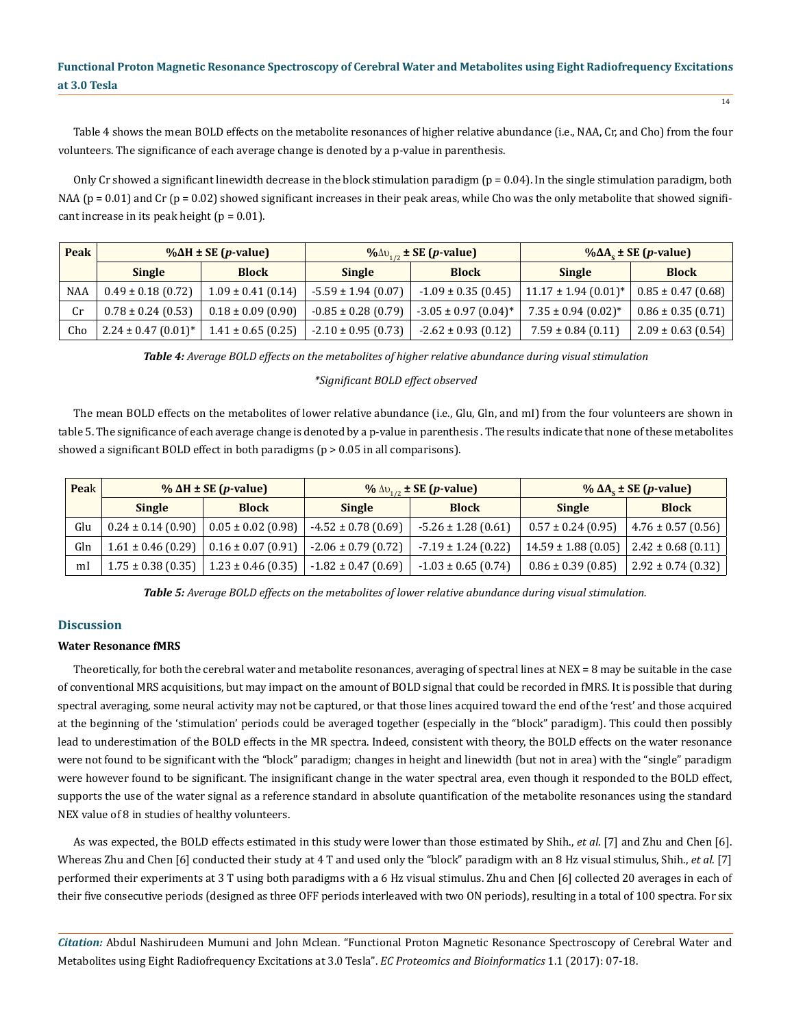Table 4 shows the mean BOLD effects on the metabolite resonances of higher relative abundance (i.e., NAA, Cr, and Cho) from the four volunteers. The significance of each average change is denoted by a p-value in parenthesis.

Only Cr showed a significant linewidth decrease in the block stimulation paradigm ($p = 0.04$). In the single stimulation paradigm, both NAA ($p = 0.01$) and Cr ($p = 0.02$) showed significant increases in their peak areas, while Cho was the only metabolite that showed significant increase in its peak height ($p = 0.01$).

| Peak | %ΔH ± SE (*p*-value) | | $\%\Delta\upsilon_{1/2}$ ± SE (*p*-value) | | $\%\Delta A_s$ ± SE (*p*-value) | |
|---|---|---|---|---|---|---|
| | **Single** | **Block** | **Single** | **Block** | **Single** | **Block** |
| NAA | 0.49 ± 0.18 (0.72) | 1.09 ± 0.41 (0.14) | -5.59 ± 1.94 (0.07) | -1.09 ± 0.35 (0.45) | 11.17 ± 1.94 (0.01)* | 0.85 ± 0.47 (0.68) |
| Cr | 0.78 ± 0.24 (0.53) | 0.18 ± 0.09 (0.90) | -0.85 ± 0.28 (0.79) | -3.05 ± 0.97 (0.04)* | 7.35 ± 0.94 (0.02)* | 0.86 ± 0.35 (0.71) |
| Cho | 2.24 ± 0.47 (0.01)* | 1.41 ± 0.65 (0.25) | -2.10 ± 0.95 (0.73) | -2.62 ± 0.93 (0.12) | 7.59 ± 0.84 (0.11) | 2.09 ± 0.63 (0.54) |

***Table 4:*** *Average BOLD effects on the metabolites of higher relative abundance during visual stimulation*

*\*Significant BOLD effect observed*

The mean BOLD effects on the metabolites of lower relative abundance (i.e., Glu, Gln, and mI) from the four volunteers are shown in table 5. The significance of each average change is denoted by a p-value in parenthesis . The results indicate that none of these metabolites showed a significant BOLD effect in both paradigms ($p > 0.05$ in all comparisons).

| Peak | % ΔH ± SE (*p*-value) | | % $\Delta\upsilon_{1/2}$ ± SE (*p*-value) | | % $\Delta A_s$ ± SE (*p*-value) | |
|---|---|---|---|---|---|---|
| | **Single** | **Block** | **Single** | **Block** | **Single** | **Block** |
| Glu | 0.24 ± 0.14 (0.90) | 0.05 ± 0.02 (0.98) | -4.52 ± 0.78 (0.69) | -5.26 ± 1.28 (0.61) | 0.57 ± 0.24 (0.95) | 4.76 ± 0.57 (0.56) |
| Gln | 1.61 ± 0.46 (0.29) | 0.16 ± 0.07 (0.91) | -2.06 ± 0.79 (0.72) | -7.19 ± 1.24 (0.22) | 14.59 ± 1.88 (0.05) | 2.42 ± 0.68 (0.11) |
| mI | 1.75 ± 0.38 (0.35) | 1.23 ± 0.46 (0.35) | -1.82 ± 0.47 (0.69) | -1.03 ± 0.65 (0.74) | 0.86 ± 0.39 (0.85) | 2.92 ± 0.74 (0.32) |

***Table 5:*** *Average BOLD effects on the metabolites of lower relative abundance during visual stimulation.*

## Discussion

### Water Resonance fMRS

Theoretically, for both the cerebral water and metabolite resonances, averaging of spectral lines at NEX = 8 may be suitable in the case of conventional MRS acquisitions, but may impact on the amount of BOLD signal that could be recorded in fMRS. It is possible that during spectral averaging, some neural activity may not be captured, or that those lines acquired toward the end of the 'rest' and those acquired at the beginning of the 'stimulation' periods could be averaged together (especially in the "block" paradigm). This could then possibly lead to underestimation of the BOLD effects in the MR spectra. Indeed, consistent with theory, the BOLD effects on the water resonance were not found to be significant with the "block" paradigm; changes in height and linewidth (but not in area) with the "single" paradigm were however found to be significant. The insignificant change in the water spectral area, even though it responded to the BOLD effect, supports the use of the water signal as a reference standard in absolute quantification of the metabolite resonances using the standard NEX value of 8 in studies of healthy volunteers.

As was expected, the BOLD effects estimated in this study were lower than those estimated by Shih., *et al.* [7] and Zhu and Chen [6]. Whereas Zhu and Chen [6] conducted their study at 4 T and used only the "block" paradigm with an 8 Hz visual stimulus, Shih., *et al.* [7] performed their experiments at 3 T using both paradigms with a 6 Hz visual stimulus. Zhu and Chen [6] collected 20 averages in each of their five consecutive periods (designed as three OFF periods interleaved with two ON periods), resulting in a total of 100 spectra. For six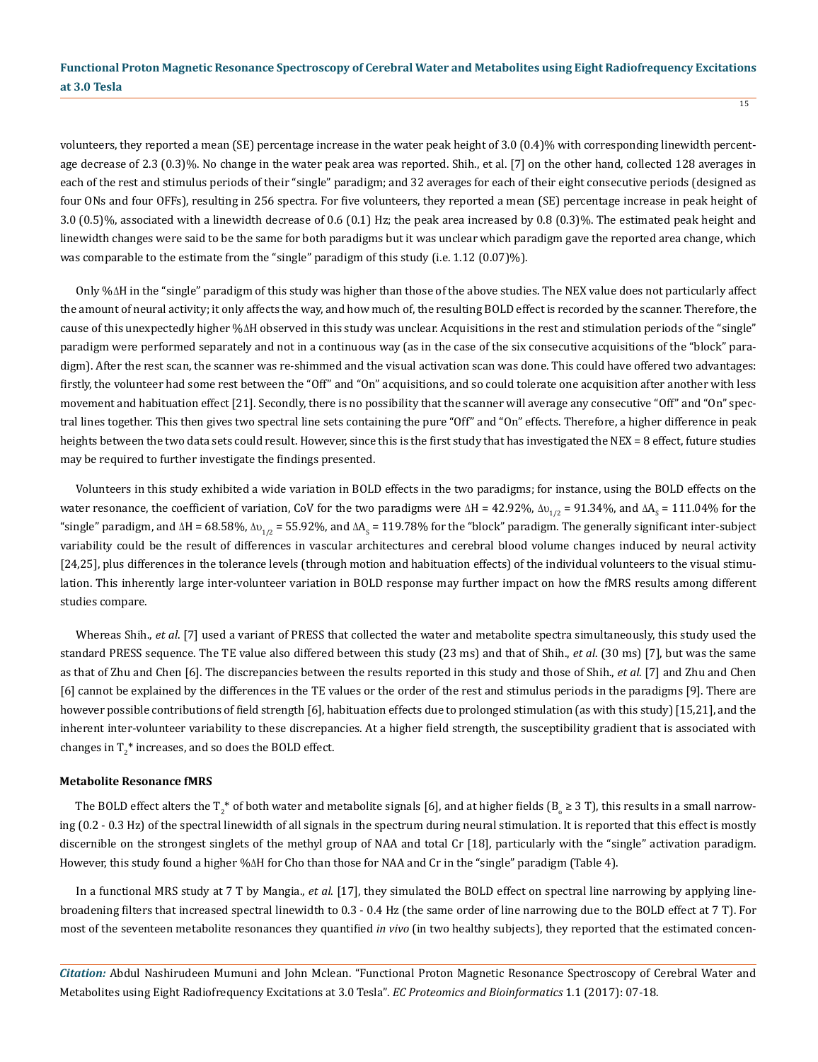volunteers, they reported a mean (SE) percentage increase in the water peak height of 3.0 (0.4)% with corresponding linewidth percentage decrease of 2.3 (0.3)%. No change in the water peak area was reported. Shih., et al. [7] on the other hand, collected 128 averages in each of the rest and stimulus periods of their "single" paradigm; and 32 averages for each of their eight consecutive periods (designed as four ONs and four OFFs), resulting in 256 spectra. For five volunteers, they reported a mean (SE) percentage increase in peak height of 3.0 (0.5)%, associated with a linewidth decrease of 0.6 (0.1) Hz; the peak area increased by 0.8 (0.3)%. The estimated peak height and linewidth changes were said to be the same for both paradigms but it was unclear which paradigm gave the reported area change, which was comparable to the estimate from the "single" paradigm of this study (i.e. 1.12 (0.07)%).

Only %ΔH in the "single" paradigm of this study was higher than those of the above studies. The NEX value does not particularly affect the amount of neural activity; it only affects the way, and how much of, the resulting BOLD effect is recorded by the scanner. Therefore, the cause of this unexpectedly higher %ΔH observed in this study was unclear. Acquisitions in the rest and stimulation periods of the "single" paradigm were performed separately and not in a continuous way (as in the case of the six consecutive acquisitions of the "block" paradigm). After the rest scan, the scanner was re-shimmed and the visual activation scan was done. This could have offered two advantages: firstly, the volunteer had some rest between the "Off" and "On" acquisitions, and so could tolerate one acquisition after another with less movement and habituation effect [21]. Secondly, there is no possibility that the scanner will average any consecutive "Off" and "On" spectral lines together. This then gives two spectral line sets containing the pure "Off" and "On" effects. Therefore, a higher difference in peak heights between the two data sets could result. However, since this is the first study that has investigated the NEX = 8 effect, future studies may be required to further investigate the findings presented.

Volunteers in this study exhibited a wide variation in BOLD effects in the two paradigms; for instance, using the BOLD effects on the water resonance, the coefficient of variation, CoV for the two paradigms were ΔH = 42.92%, $\Delta\upsilon_{1/2}$ = 91.34%, and $\Delta A_S$ = 111.04% for the "single" paradigm, and ΔH = 68.58%, $\Delta\upsilon_{1/2}$ = 55.92%, and $\Delta A_S$ = 119.78% for the "block" paradigm. The generally significant inter-subject variability could be the result of differences in vascular architectures and cerebral blood volume changes induced by neural activity [24,25], plus differences in the tolerance levels (through motion and habituation effects) of the individual volunteers to the visual stimulation. This inherently large inter-volunteer variation in BOLD response may further impact on how the fMRS results among different studies compare.

Whereas Shih., *et al*. [7] used a variant of PRESS that collected the water and metabolite spectra simultaneously, this study used the standard PRESS sequence. The TE value also differed between this study (23 ms) and that of Shih., *et al*. (30 ms) [7], but was the same as that of Zhu and Chen [6]. The discrepancies between the results reported in this study and those of Shih., *et al*. [7] and Zhu and Chen [6] cannot be explained by the differences in the TE values or the order of the rest and stimulus periods in the paradigms [9]. There are however possible contributions of field strength [6], habituation effects due to prolonged stimulation (as with this study) [15,21], and the inherent inter-volunteer variability to these discrepancies. At a higher field strength, the susceptibility gradient that is associated with changes in $T_2$* increases, and so does the BOLD effect.

#### Metabolite Resonance fMRS

The BOLD effect alters the $T_2$* of both water and metabolite signals [6], and at higher fields ($B_o \geq 3$ T), this results in a small narrowing (0.2 - 0.3 Hz) of the spectral linewidth of all signals in the spectrum during neural stimulation. It is reported that this effect is mostly discernible on the strongest singlets of the methyl group of NAA and total Cr [18], particularly with the "single" activation paradigm. However, this study found a higher %ΔH for Cho than those for NAA and Cr in the "single" paradigm (Table 4).

In a functional MRS study at 7 T by Mangia., *et al*. [17], they simulated the BOLD effect on spectral line narrowing by applying line-broadening filters that increased spectral linewidth to 0.3 - 0.4 Hz (the same order of line narrowing due to the BOLD effect at 7 T). For most of the seventeen metabolite resonances they quantified *in vivo* (in two healthy subjects), they reported that the estimated concen-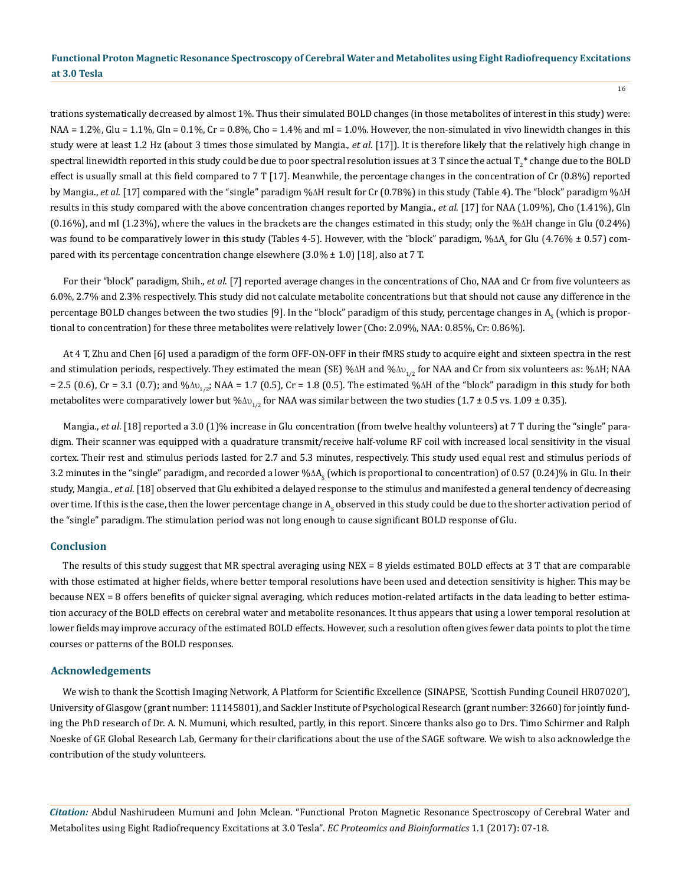trations systematically decreased by almost 1%. Thus their simulated BOLD changes (in those metabolites of interest in this study) were: NAA = 1.2%, Glu = 1.1%, Gln = 0.1%, Cr = 0.8%, Cho = 1.4% and mI = 1.0%. However, the non-simulated in vivo linewidth changes in this study were at least 1.2 Hz (about 3 times those simulated by Mangia., *et al*. [17]). It is therefore likely that the relatively high change in spectral linewidth reported in this study could be due to poor spectral resolution issues at 3 T since the actual $T_2^*$ change due to the BOLD effect is usually small at this field compared to 7 T [17]. Meanwhile, the percentage changes in the concentration of Cr (0.8%) reported by Mangia., *et al*. [17] compared with the "single" paradigm %ΔH result for Cr (0.78%) in this study (Table 4). The "block" paradigm %ΔH results in this study compared with the above concentration changes reported by Mangia., *et al*. [17] for NAA (1.09%), Cho (1.41%), Gln (0.16%), and mI (1.23%), where the values in the brackets are the changes estimated in this study; only the %ΔH change in Glu (0.24%) was found to be comparatively lower in this study (Tables 4-5). However, with the "block" paradigm, $\%\Delta A_s$ for Glu (4.76% ± 0.57) compared with its percentage concentration change elsewhere (3.0% ± 1.0) [18], also at 7 T.

For their "block" paradigm, Shih., *et al*. [7] reported average changes in the concentrations of Cho, NAA and Cr from five volunteers as 6.0%, 2.7% and 2.3% respectively. This study did not calculate metabolite concentrations but that should not cause any difference in the percentage BOLD changes between the two studies [9]. In the "block" paradigm of this study, percentage changes in $A_s$ (which is proportional to concentration) for these three metabolites were relatively lower (Cho: 2.09%, NAA: 0.85%, Cr: 0.86%).

At 4 T, Zhu and Chen [6] used a paradigm of the form OFF-ON-OFF in their fMRS study to acquire eight and sixteen spectra in the rest and stimulation periods, respectively. They estimated the mean (SE) %ΔH and $\%\Delta\upsilon_{1/2}$ for NAA and Cr from six volunteers as: %ΔH; NAA = 2.5 (0.6), Cr = 3.1 (0.7); and $\%\Delta\upsilon_{1/2}$; NAA = 1.7 (0.5), Cr = 1.8 (0.5). The estimated %ΔH of the "block" paradigm in this study for both metabolites were comparatively lower but $\%\Delta\upsilon_{1/2}$ for NAA was similar between the two studies (1.7 ± 0.5 vs. 1.09 ± 0.35).

Mangia., *et al*. [18] reported a 3.0 (1)% increase in Glu concentration (from twelve healthy volunteers) at 7 T during the "single" paradigm. Their scanner was equipped with a quadrature transmit/receive half-volume RF coil with increased local sensitivity in the visual cortex. Their rest and stimulus periods lasted for 2.7 and 5.3 minutes, respectively. This study used equal rest and stimulus periods of 3.2 minutes in the "single" paradigm, and recorded a lower $\%\Delta A_s$ (which is proportional to concentration) of 0.57 (0.24)% in Glu. In their study, Mangia., *et al*. [18] observed that Glu exhibited a delayed response to the stimulus and manifested a general tendency of decreasing over time. If this is the case, then the lower percentage change in $A_s$ observed in this study could be due to the shorter activation period of the "single" paradigm. The stimulation period was not long enough to cause significant BOLD response of Glu.

## Conclusion

The results of this study suggest that MR spectral averaging using NEX = 8 yields estimated BOLD effects at 3 T that are comparable with those estimated at higher fields, where better temporal resolutions have been used and detection sensitivity is higher. This may be because NEX = 8 offers benefits of quicker signal averaging, which reduces motion-related artifacts in the data leading to better estimation accuracy of the BOLD effects on cerebral water and metabolite resonances. It thus appears that using a lower temporal resolution at lower fields may improve accuracy of the estimated BOLD effects. However, such a resolution often gives fewer data points to plot the time courses or patterns of the BOLD responses.

## Acknowledgements

We wish to thank the Scottish Imaging Network, A Platform for Scientific Excellence (SINAPSE, 'Scottish Funding Council HR07020'), University of Glasgow (grant number: 11145801), and Sackler Institute of Psychological Research (grant number: 32660) for jointly funding the PhD research of Dr. A. N. Mumuni, which resulted, partly, in this report. Sincere thanks also go to Drs. Timo Schirmer and Ralph Noeske of GE Global Research Lab, Germany for their clarifications about the use of the SAGE software. We wish to also acknowledge the contribution of the study volunteers.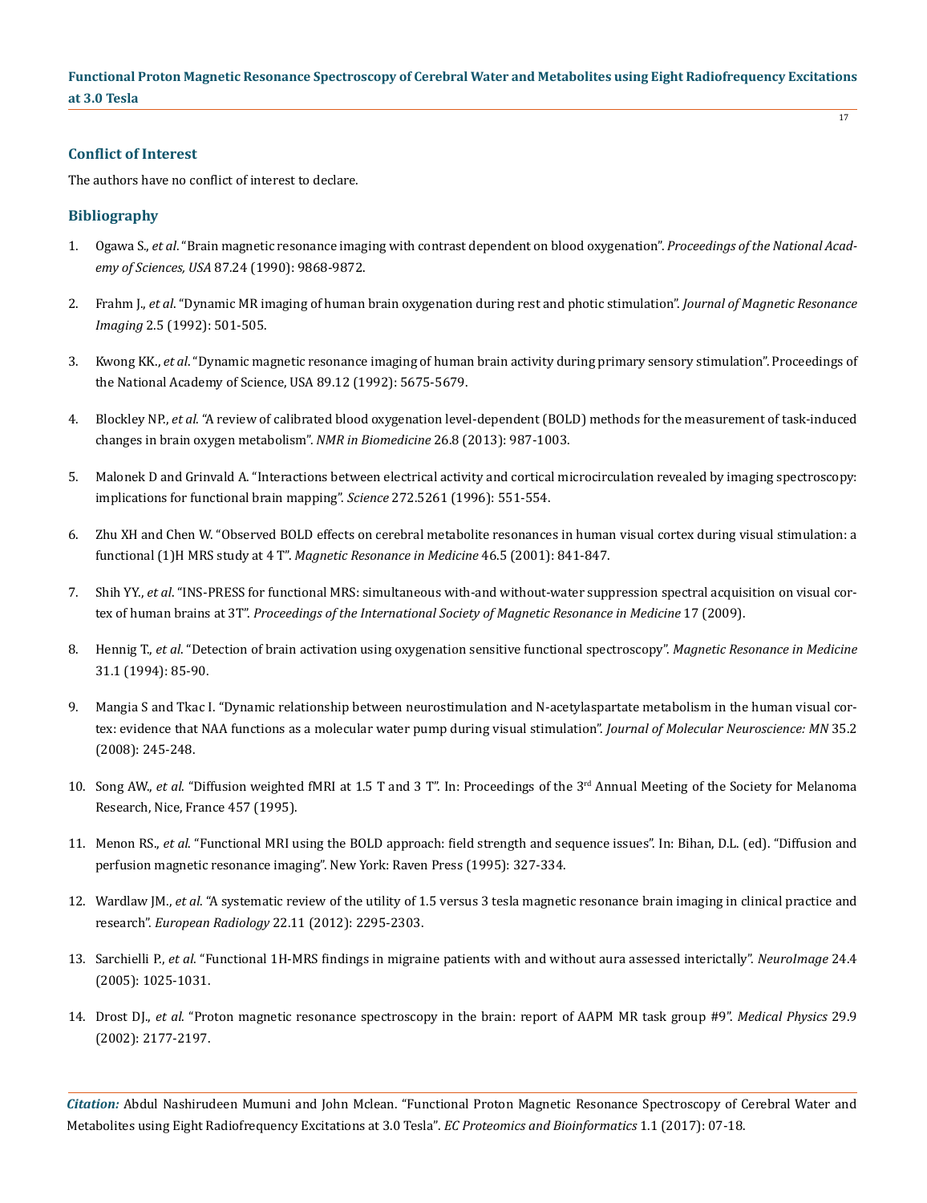## Conflict of Interest

The authors have no conflict of interest to declare.

## Bibliography

1. Ogawa S., *et al*. "Brain magnetic resonance imaging with contrast dependent on blood oxygenation". *Proceedings of the National Academy of Sciences, USA* 87.24 (1990): 9868-9872.

2. Frahm J., *et al*. "Dynamic MR imaging of human brain oxygenation during rest and photic stimulation". *Journal of Magnetic Resonance Imaging* 2.5 (1992): 501-505.

3. Kwong KK., *et al*. "Dynamic magnetic resonance imaging of human brain activity during primary sensory stimulation". Proceedings of the National Academy of Science, USA 89.12 (1992): 5675-5679.

4. Blockley NP., *et al*. "A review of calibrated blood oxygenation level-dependent (BOLD) methods for the measurement of task-induced changes in brain oxygen metabolism". *NMR in Biomedicine* 26.8 (2013): 987-1003.

5. Malonek D and Grinvald A. "Interactions between electrical activity and cortical microcirculation revealed by imaging spectroscopy: implications for functional brain mapping". *Science* 272.5261 (1996): 551-554.

6. Zhu XH and Chen W. "Observed BOLD effects on cerebral metabolite resonances in human visual cortex during visual stimulation: a functional (1)H MRS study at 4 T". *Magnetic Resonance in Medicine* 46.5 (2001): 841-847.

7. Shih YY., *et al*. "INS-PRESS for functional MRS: simultaneous with-and without-water suppression spectral acquisition on visual cortex of human brains at 3T". *Proceedings of the International Society of Magnetic Resonance in Medicine* 17 (2009).

8. Hennig T., *et al*. "Detection of brain activation using oxygenation sensitive functional spectroscopy". *Magnetic Resonance in Medicine* 31.1 (1994): 85-90.

9. Mangia S and Tkac I. "Dynamic relationship between neurostimulation and N-acetylaspartate metabolism in the human visual cortex: evidence that NAA functions as a molecular water pump during visual stimulation". *Journal of Molecular Neuroscience: MN* 35.2 (2008): 245-248.

10. Song AW., *et al*. "Diffusion weighted fMRI at 1.5 T and 3 T". In: Proceedings of the 3rd Annual Meeting of the Society for Melanoma Research, Nice, France 457 (1995).

11. Menon RS., *et al*. "Functional MRI using the BOLD approach: field strength and sequence issues". In: Bihan, D.L. (ed). "Diffusion and perfusion magnetic resonance imaging". New York: Raven Press (1995): 327-334.

12. Wardlaw JM., *et al*. "A systematic review of the utility of 1.5 versus 3 tesla magnetic resonance brain imaging in clinical practice and research". *European Radiology* 22.11 (2012): 2295-2303.

13. Sarchielli P., *et al*. "Functional 1H-MRS findings in migraine patients with and without aura assessed interictally". *NeuroImage* 24.4 (2005): 1025-1031.

14. Drost DJ., *et al*. "Proton magnetic resonance spectroscopy in the brain: report of AAPM MR task group #9". *Medical Physics* 29.9 (2002): 2177-2197.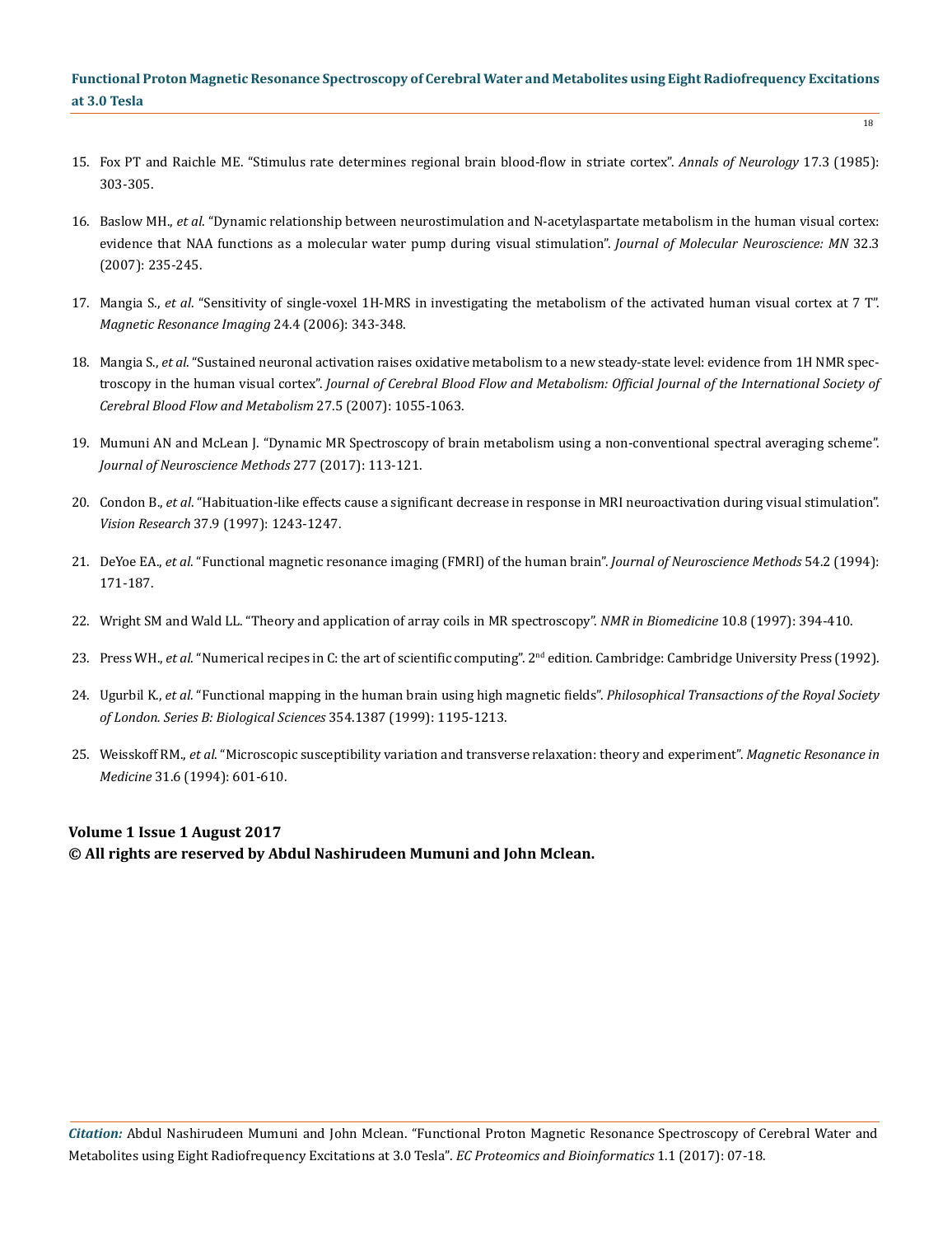15. Fox PT and Raichle ME. "Stimulus rate determines regional brain blood-flow in striate cortex". *Annals of Neurology* 17.3 (1985): 303-305.

16. Baslow MH., *et al*. "Dynamic relationship between neurostimulation and N-acetylaspartate metabolism in the human visual cortex: evidence that NAA functions as a molecular water pump during visual stimulation". *Journal of Molecular Neuroscience: MN* 32.3 (2007): 235-245.

17. Mangia S., *et al*. "Sensitivity of single-voxel 1H-MRS in investigating the metabolism of the activated human visual cortex at 7 T". *Magnetic Resonance Imaging* 24.4 (2006): 343-348.

18. Mangia S., *et al*. "Sustained neuronal activation raises oxidative metabolism to a new steady-state level: evidence from 1H NMR spectroscopy in the human visual cortex". *Journal of Cerebral Blood Flow and Metabolism: Official Journal of the International Society of Cerebral Blood Flow and Metabolism* 27.5 (2007): 1055-1063.

19. Mumuni AN and McLean J. "Dynamic MR Spectroscopy of brain metabolism using a non-conventional spectral averaging scheme". *Journal of Neuroscience Methods* 277 (2017): 113-121.

20. Condon B., *et al*. "Habituation-like effects cause a significant decrease in response in MRI neuroactivation during visual stimulation". *Vision Research* 37.9 (1997): 1243-1247.

21. DeYoe EA., *et al*. "Functional magnetic resonance imaging (FMRI) of the human brain". *Journal of Neuroscience Methods* 54.2 (1994): 171-187.

22. Wright SM and Wald LL. "Theory and application of array coils in MR spectroscopy". *NMR in Biomedicine* 10.8 (1997): 394-410.

23. Press WH., *et al*. "Numerical recipes in C: the art of scientific computing". 2nd edition. Cambridge: Cambridge University Press (1992).

24. Ugurbil K., *et al*. "Functional mapping in the human brain using high magnetic fields". *Philosophical Transactions of the Royal Society of London. Series B: Biological Sciences* 354.1387 (1999): 1195-1213.

25. Weisskoff RM., *et al*. "Microscopic susceptibility variation and transverse relaxation: theory and experiment". *Magnetic Resonance in Medicine* 31.6 (1994): 601-610.

**Volume 1 Issue 1 August 2017**
**© All rights are reserved by Abdul Nashirudeen Mumuni and John Mclean.**